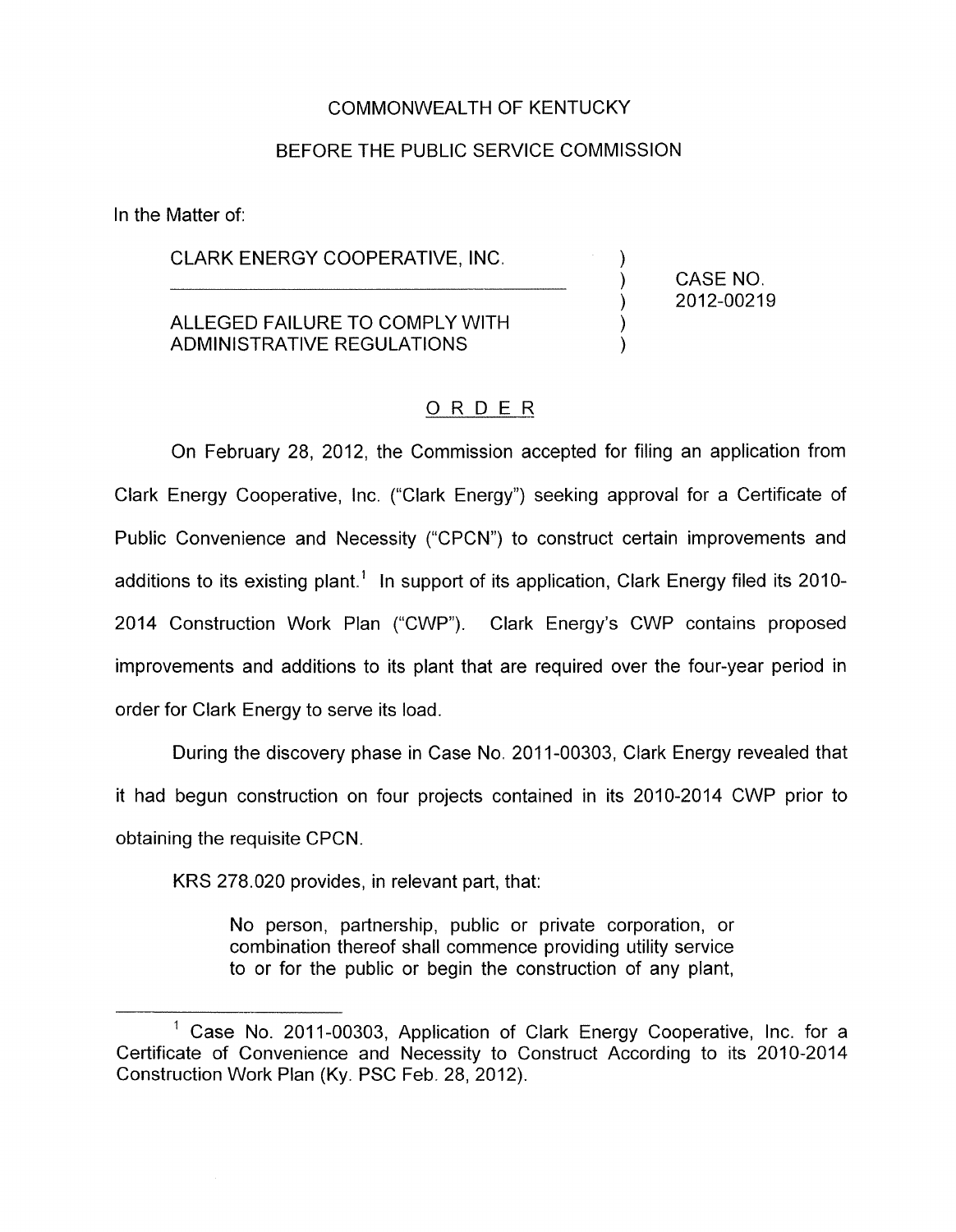COMMONWEALTH OF KENTUCKY

BEFORE THE PUBLIC SERVICE COMMISSION

In the Matter of:

| | | |
|---|---|---|
| CLARK ENERGY COOPERATIVE, INC. | ) | |
| | ) | CASE NO. |
| | ) | 2012-00219 |
| ALLEGED FAILURE TO COMPLY WITH | ) | |
| ADMINISTRATIVE REGULATIONS | ) | |

## ORDER

On February 28, 2012, the Commission accepted for filing an application from Clark Energy Cooperative, Inc. ("Clark Energy") seeking approval for a Certificate of Public Convenience and Necessity ("CPCN") to construct certain improvements and additions to its existing plant.[1] In support of its application, Clark Energy filed its 2010-2014 Construction Work Plan ("CWP"). Clark Energy's CWP contains proposed improvements and additions to its plant that are required over the four-year period in order for Clark Energy to serve its load.

During the discovery phase in Case No. 2011-00303, Clark Energy revealed that it had begun construction on four projects contained in its 2010-2014 CWP prior to obtaining the requisite CPCN.

KRS 278.020 provides, in relevant part, that:

> No person, partnership, public or private corporation, or combination thereof shall commence providing utility service to or for the public or begin the construction of any plant,

---

[1] Case No. 2011-00303, Application of Clark Energy Cooperative, Inc. for a Certificate of Convenience and Necessity to Construct According to its 2010-2014 Construction Work Plan (Ky. PSC Feb. 28, 2012).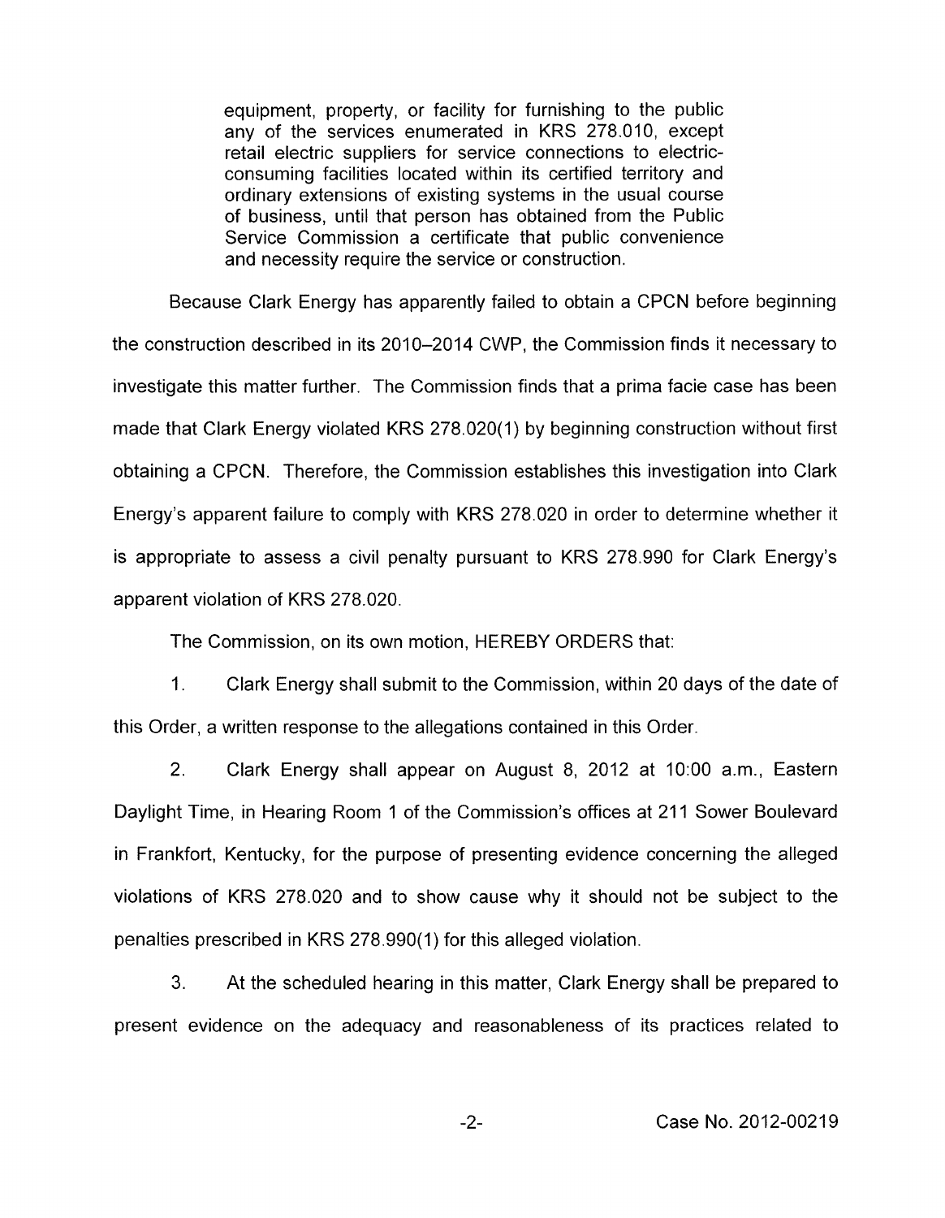> equipment, property, or facility for furnishing to the public any of the services enumerated in KRS 278.010, except retail electric suppliers for service connections to electric-consuming facilities located within its certified territory and ordinary extensions of existing systems in the usual course of business, until that person has obtained from the Public Service Commission a certificate that public convenience and necessity require the service or construction.

Because Clark Energy has apparently failed to obtain a CPCN before beginning the construction described in its 2010–2014 CWP, the Commission finds it necessary to investigate this matter further. The Commission finds that a prima facie case has been made that Clark Energy violated KRS 278.020(1) by beginning construction without first obtaining a CPCN. Therefore, the Commission establishes this investigation into Clark Energy's apparent failure to comply with KRS 278.020 in order to determine whether it is appropriate to assess a civil penalty pursuant to KRS 278.990 for Clark Energy's apparent violation of KRS 278.020.

The Commission, on its own motion, HEREBY ORDERS that:

1. Clark Energy shall submit to the Commission, within 20 days of the date of this Order, a written response to the allegations contained in this Order.

2. Clark Energy shall appear on August 8, 2012 at 10:00 a.m., Eastern Daylight Time, in Hearing Room 1 of the Commission's offices at 211 Sower Boulevard in Frankfort, Kentucky, for the purpose of presenting evidence concerning the alleged violations of KRS 278.020 and to show cause why it should not be subject to the penalties prescribed in KRS 278.990(1) for this alleged violation.

3. At the scheduled hearing in this matter, Clark Energy shall be prepared to present evidence on the adequacy and reasonableness of its practices related to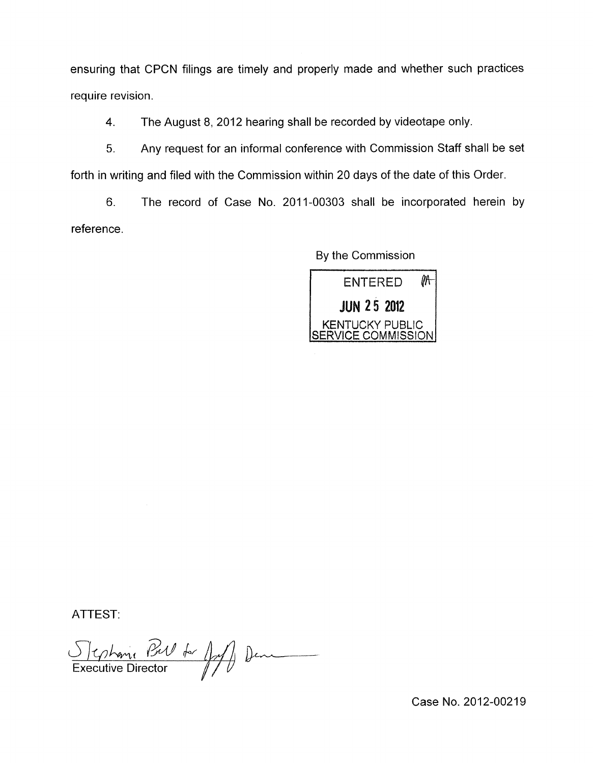ensuring that CPCN filings are timely and properly made and whether such practices require revision.

4. The August 8, 2012 hearing shall be recorded by videotape only.

5. Any request for an informal conference with Commission Staff shall be set forth in writing and filed with the Commission within 20 days of the date of this Order.

6. The record of Case No. 2011-00303 shall be incorporated herein by reference.

By the Commission

ENTERED
JUN 25 2012
KENTUCKY PUBLIC SERVICE COMMISSION

ATTEST:

Stephanie Bell for Jeff Derouen
Executive Director

Case No. 2012-00219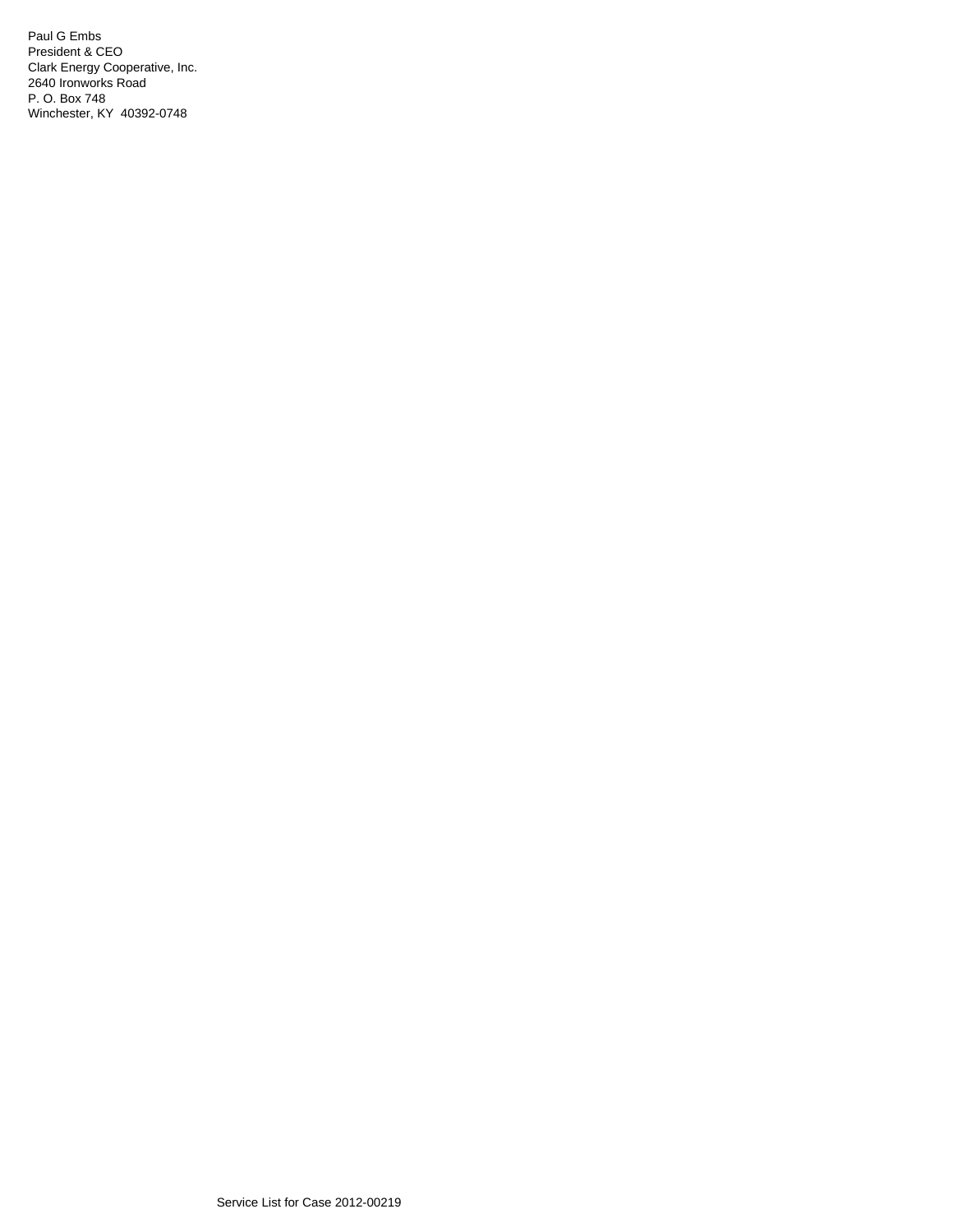Paul G Embs
President & CEO
Clark Energy Cooperative, Inc.
2640 Ironworks Road
P. O. Box 748
Winchester, KY  40392-0748